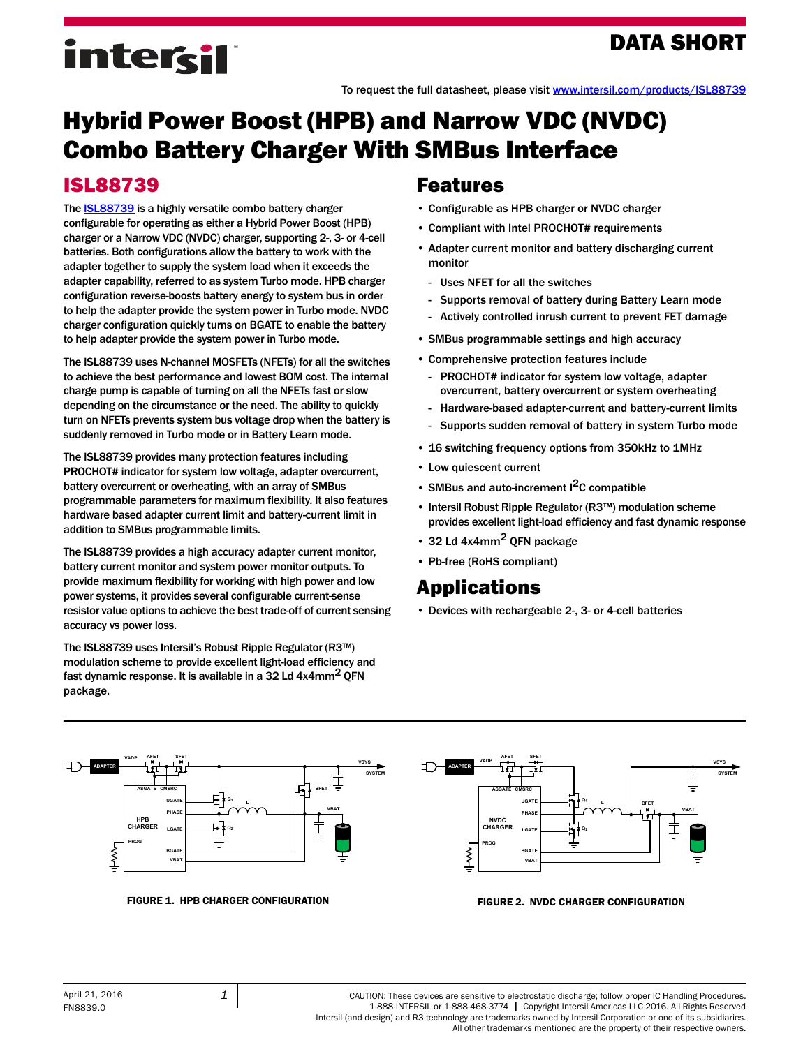DATA SHORT

To request the full datasheet, please visit www.intersil.com/products/ISL88739

# Hybrid Power Boost (HPB) and Narrow VDC (NVDC) Combo Battery Charger With SMBus Interface

## ISL88739

The ISL88739 is a highly versatile combo battery charger configurable for operating as either a Hybrid Power Boost (HPB) charger or a Narrow VDC (NVDC) charger, supporting 2-, 3- or 4-cell batteries. Both configurations allow the battery to work with the adapter together to supply the system load when it exceeds the adapter capability, referred to as system Turbo mode. HPB charger configuration reverse-boosts battery energy to system bus in order to help the adapter provide the system power in Turbo mode. NVDC charger configuration quickly turns on BGATE to enable the battery to help adapter provide the system power in Turbo mode.

The ISL88739 uses N-channel MOSFETs (NFETs) for all the switches to achieve the best performance and lowest BOM cost. The internal charge pump is capable of turning on all the NFETs fast or slow depending on the circumstance or the need. The ability to quickly turn on NFETs prevents system bus voltage drop when the battery is suddenly removed in Turbo mode or in Battery Learn mode.

The ISL88739 provides many protection features including PROCHOT# indicator for system low voltage, adapter overcurrent, battery overcurrent or overheating, with an array of SMBus programmable parameters for maximum flexibility. It also features hardware based adapter current limit and battery-current limit in addition to SMBus programmable limits.

The ISL88739 provides a high accuracy adapter current monitor, battery current monitor and system power monitor outputs. To provide maximum flexibility for working with high power and low power systems, it provides several configurable current-sense resistor value options to achieve the best trade-off of current sensing accuracy vs power loss.

The ISL88739 uses Intersil's Robust Ripple Regulator (R3™) modulation scheme to provide excellent light-load efficiency and fast dynamic response. It is available in a 32 Ld 4x4mm$^2$ QFN package.

## Features

- Configurable as HPB charger or NVDC charger
- Compliant with Intel PROCHOT# requirements
- Adapter current monitor and battery discharging current monitor
  - Uses NFET for all the switches
  - Supports removal of battery during Battery Learn mode
  - Actively controlled inrush current to prevent FET damage
- SMBus programmable settings and high accuracy
- Comprehensive protection features include
  - PROCHOT# indicator for system low voltage, adapter overcurrent, battery overcurrent or system overheating
  - Hardware-based adapter-current and battery-current limits
  - Supports sudden removal of battery in system Turbo mode
- 16 switching frequency options from 350kHz to 1MHz
- Low quiescent current
- SMBus and auto-increment I$^2$C compatible
- Intersil Robust Ripple Regulator (R3™) modulation scheme provides excellent light-load efficiency and fast dynamic response
- 32 Ld 4x4mm$^2$ QFN package
- Pb-free (RoHS compliant)

## Applications

- Devices with rechargeable 2-, 3- or 4-cell batteries

FIGURE 1. HPB CHARGER CONFIGURATION

FIGURE 2. NVDC CHARGER CONFIGURATION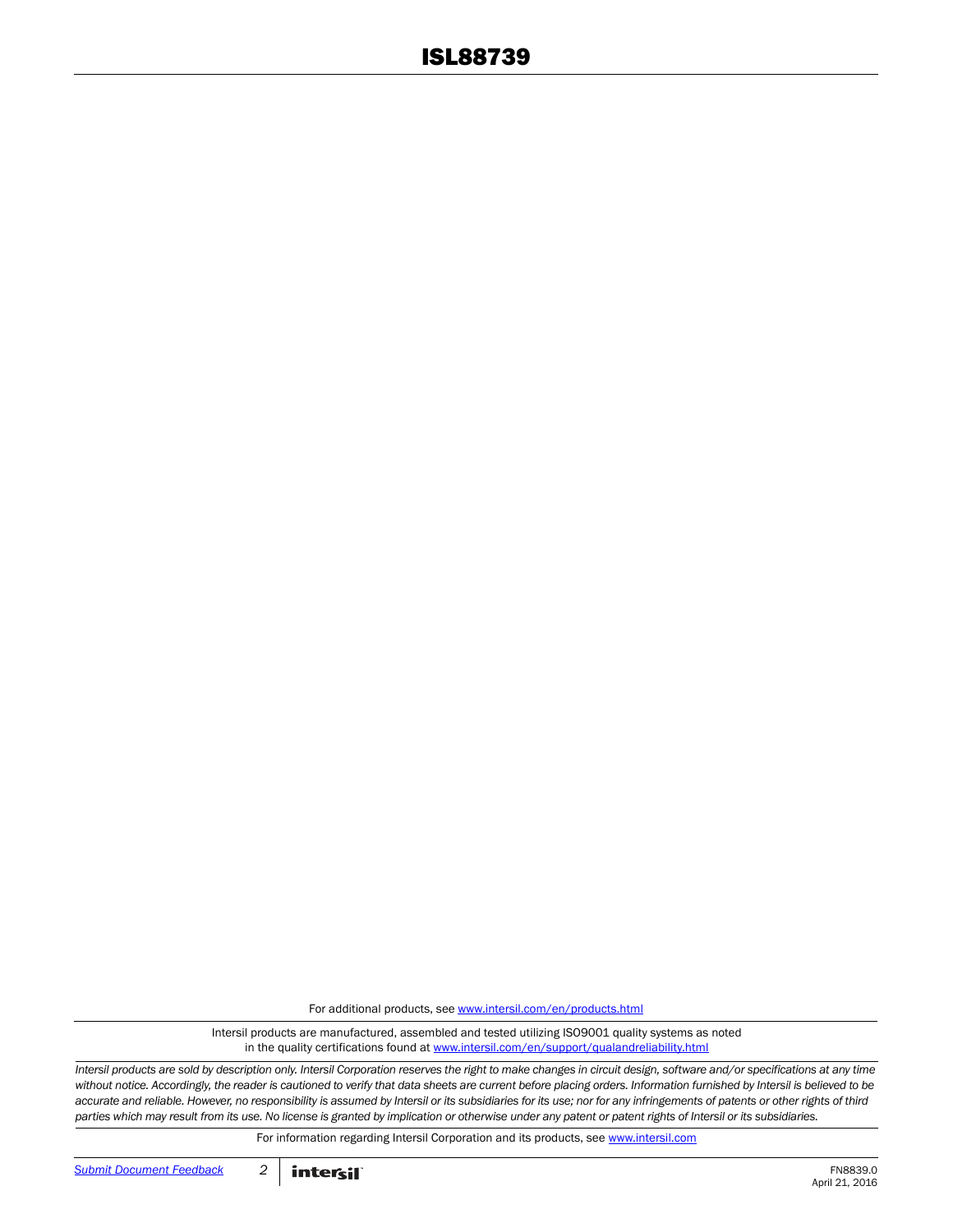For additional products, see www.intersil.com/en/products.html

Intersil products are manufactured, assembled and tested utilizing ISO9001 quality systems as noted in the quality certifications found at www.intersil.com/en/support/qualandreliability.html

*Intersil products are sold by description only. Intersil Corporation reserves the right to make changes in circuit design, software and/or specifications at any time without notice. Accordingly, the reader is cautioned to verify that data sheets are current before placing orders. Information furnished by Intersil is believed to be accurate and reliable. However, no responsibility is assumed by Intersil or its subsidiaries for its use; nor for any infringements of patents or other rights of third parties which may result from its use. No license is granted by implication or otherwise under any patent or patent rights of Intersil or its subsidiaries.*

For information regarding Intersil Corporation and its products, see www.intersil.com